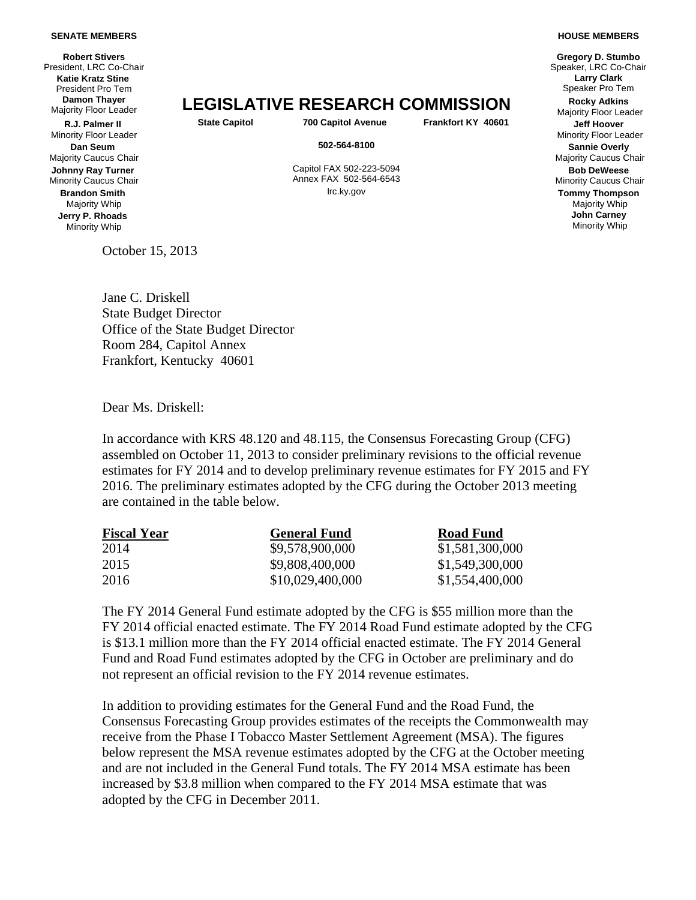**SENATE MEMBERS**

**Robert Stivers**
President, LRC Co-Chair
**Katie Kratz Stine**
President Pro Tem
**Damon Thayer**
Majority Floor Leader
**R.J. Palmer II**
Minority Floor Leader
**Dan Seum**
Majority Caucus Chair
**Johnny Ray Turner**
Minority Caucus Chair
**Brandon Smith**
Majority Whip
**Jerry P. Rhoads**
Minority Whip

# LEGISLATIVE RESEARCH COMMISSION

**State Capitol** **700 Capitol Avenue** **Frankfort KY 40601**

**502-564-8100**

Capitol FAX 502-223-5094
Annex FAX 502-564-6543
lrc.ky.gov

**HOUSE MEMBERS**

**Gregory D. Stumbo**
Speaker, LRC Co-Chair
**Larry Clark**
Speaker Pro Tem
**Rocky Adkins**
Majority Floor Leader
**Jeff Hoover**
Minority Floor Leader
**Sannie Overly**
Majority Caucus Chair
**Bob DeWeese**
Minority Caucus Chair
**Tommy Thompson**
Majority Whip
**John Carney**
Minority Whip

October 15, 2013

Jane C. Driskell
State Budget Director
Office of the State Budget Director
Room 284, Capitol Annex
Frankfort, Kentucky 40601

Dear Ms. Driskell:

In accordance with KRS 48.120 and 48.115, the Consensus Forecasting Group (CFG) assembled on October 11, 2013 to consider preliminary revisions to the official revenue estimates for FY 2014 and to develop preliminary revenue estimates for FY 2015 and FY 2016. The preliminary estimates adopted by the CFG during the October 2013 meeting are contained in the table below.

| Fiscal Year | General Fund | Road Fund |
|---|---|---|
| 2014 | \$9,578,900,000 | \$1,581,300,000 |
| 2015 | \$9,808,400,000 | \$1,549,300,000 |
| 2016 | \$10,029,400,000 | \$1,554,400,000 |

The FY 2014 General Fund estimate adopted by the CFG is \$55 million more than the FY 2014 official enacted estimate. The FY 2014 Road Fund estimate adopted by the CFG is \$13.1 million more than the FY 2014 official enacted estimate. The FY 2014 General Fund and Road Fund estimates adopted by the CFG in October are preliminary and do not represent an official revision to the FY 2014 revenue estimates.

In addition to providing estimates for the General Fund and the Road Fund, the Consensus Forecasting Group provides estimates of the receipts the Commonwealth may receive from the Phase I Tobacco Master Settlement Agreement (MSA). The figures below represent the MSA revenue estimates adopted by the CFG at the October meeting and are not included in the General Fund totals. The FY 2014 MSA estimate has been increased by \$3.8 million when compared to the FY 2014 MSA estimate that was adopted by the CFG in December 2011.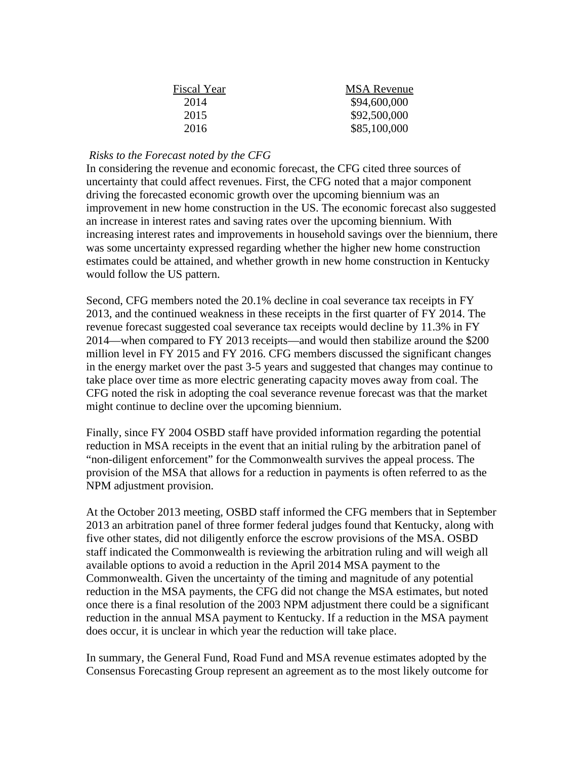| Fiscal Year | MSA Revenue |
|---|---|
| 2014 | $94,600,000 |
| 2015 | $92,500,000 |
| 2016 | $85,100,000 |

*Risks to the Forecast noted by the CFG*

In considering the revenue and economic forecast, the CFG cited three sources of uncertainty that could affect revenues. First, the CFG noted that a major component driving the forecasted economic growth over the upcoming biennium was an improvement in new home construction in the US. The economic forecast also suggested an increase in interest rates and saving rates over the upcoming biennium. With increasing interest rates and improvements in household savings over the biennium, there was some uncertainty expressed regarding whether the higher new home construction estimates could be attained, and whether growth in new home construction in Kentucky would follow the US pattern.

Second, CFG members noted the 20.1% decline in coal severance tax receipts in FY 2013, and the continued weakness in these receipts in the first quarter of FY 2014. The revenue forecast suggested coal severance tax receipts would decline by 11.3% in FY 2014—when compared to FY 2013 receipts—and would then stabilize around the $200 million level in FY 2015 and FY 2016. CFG members discussed the significant changes in the energy market over the past 3-5 years and suggested that changes may continue to take place over time as more electric generating capacity moves away from coal. The CFG noted the risk in adopting the coal severance revenue forecast was that the market might continue to decline over the upcoming biennium.

Finally, since FY 2004 OSBD staff have provided information regarding the potential reduction in MSA receipts in the event that an initial ruling by the arbitration panel of "non-diligent enforcement" for the Commonwealth survives the appeal process. The provision of the MSA that allows for a reduction in payments is often referred to as the NPM adjustment provision.

At the October 2013 meeting, OSBD staff informed the CFG members that in September 2013 an arbitration panel of three former federal judges found that Kentucky, along with five other states, did not diligently enforce the escrow provisions of the MSA. OSBD staff indicated the Commonwealth is reviewing the arbitration ruling and will weigh all available options to avoid a reduction in the April 2014 MSA payment to the Commonwealth. Given the uncertainty of the timing and magnitude of any potential reduction in the MSA payments, the CFG did not change the MSA estimates, but noted once there is a final resolution of the 2003 NPM adjustment there could be a significant reduction in the annual MSA payment to Kentucky. If a reduction in the MSA payment does occur, it is unclear in which year the reduction will take place.

In summary, the General Fund, Road Fund and MSA revenue estimates adopted by the Consensus Forecasting Group represent an agreement as to the most likely outcome for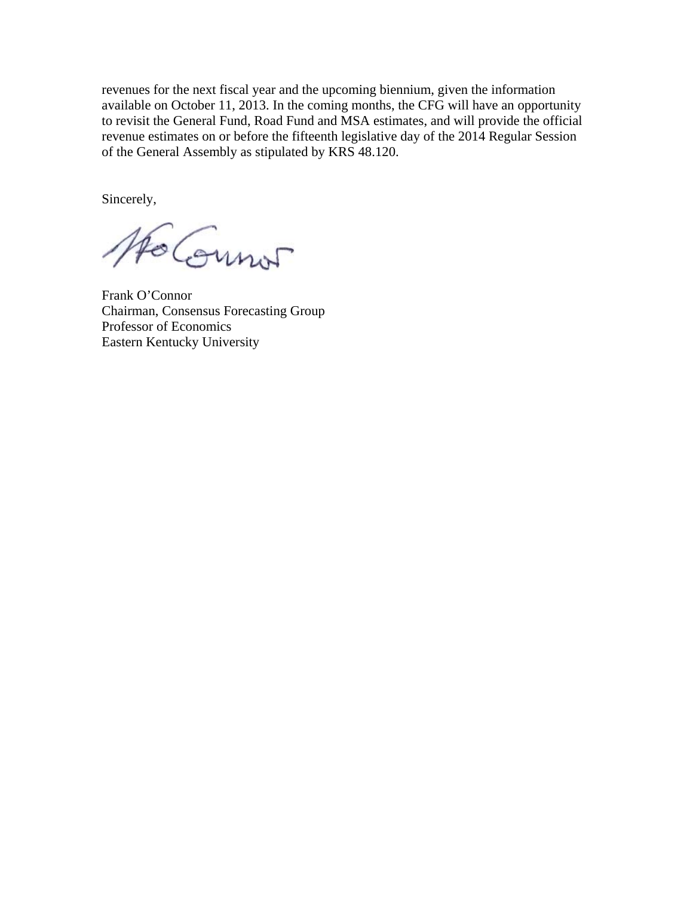revenues for the next fiscal year and the upcoming biennium, given the information available on October 11, 2013. In the coming months, the CFG will have an opportunity to revisit the General Fund, Road Fund and MSA estimates, and will provide the official revenue estimates on or before the fifteenth legislative day of the 2014 Regular Session of the General Assembly as stipulated by KRS 48.120.

Sincerely,

Frank O'Connor
Chairman, Consensus Forecasting Group
Professor of Economics
Eastern Kentucky University